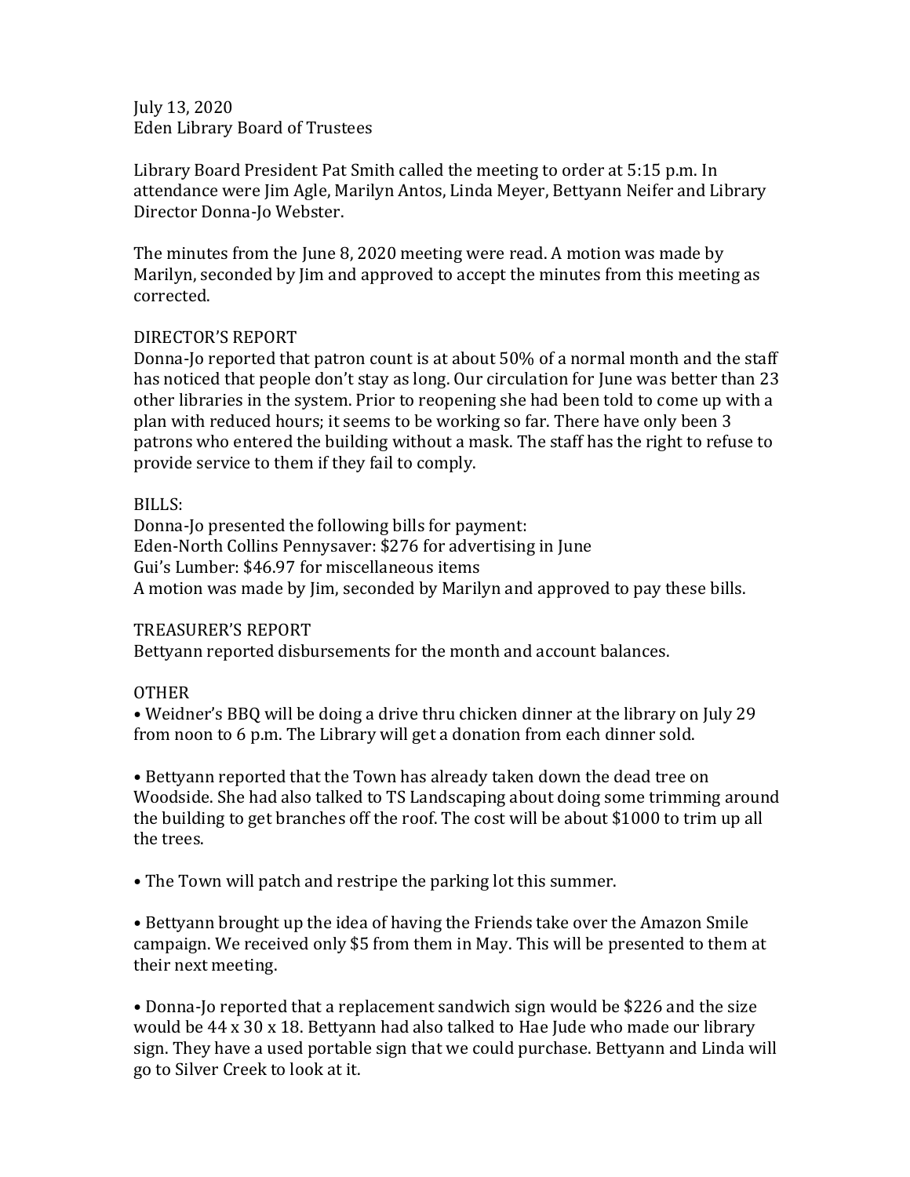July 13, 2020
Eden Library Board of Trustees

Library Board President Pat Smith called the meeting to order at 5:15 p.m. In attendance were Jim Agle, Marilyn Antos, Linda Meyer, Bettyann Neifer and Library Director Donna-Jo Webster.

The minutes from the June 8, 2020 meeting were read. A motion was made by Marilyn, seconded by Jim and approved to accept the minutes from this meeting as corrected.

DIRECTOR'S REPORT
Donna-Jo reported that patron count is at about 50% of a normal month and the staff has noticed that people don't stay as long. Our circulation for June was better than 23 other libraries in the system. Prior to reopening she had been told to come up with a plan with reduced hours; it seems to be working so far. There have only been 3 patrons who entered the building without a mask. The staff has the right to refuse to provide service to them if they fail to comply.

BILLS:
Donna-Jo presented the following bills for payment:
Eden-North Collins Pennysaver: $276 for advertising in June
Gui's Lumber: $46.97 for miscellaneous items
A motion was made by Jim, seconded by Marilyn and approved to pay these bills.

TREASURER'S REPORT
Bettyann reported disbursements for the month and account balances.

OTHER

- Weidner's BBQ will be doing a drive thru chicken dinner at the library on July 29 from noon to 6 p.m. The Library will get a donation from each dinner sold.

- Bettyann reported that the Town has already taken down the dead tree on Woodside. She had also talked to TS Landscaping about doing some trimming around the building to get branches off the roof. The cost will be about $1000 to trim up all the trees.

- The Town will patch and restripe the parking lot this summer.

- Bettyann brought up the idea of having the Friends take over the Amazon Smile campaign. We received only $5 from them in May. This will be presented to them at their next meeting.

- Donna-Jo reported that a replacement sandwich sign would be $226 and the size would be 44 x 30 x 18. Bettyann had also talked to Hae Jude who made our library sign. They have a used portable sign that we could purchase. Bettyann and Linda will go to Silver Creek to look at it.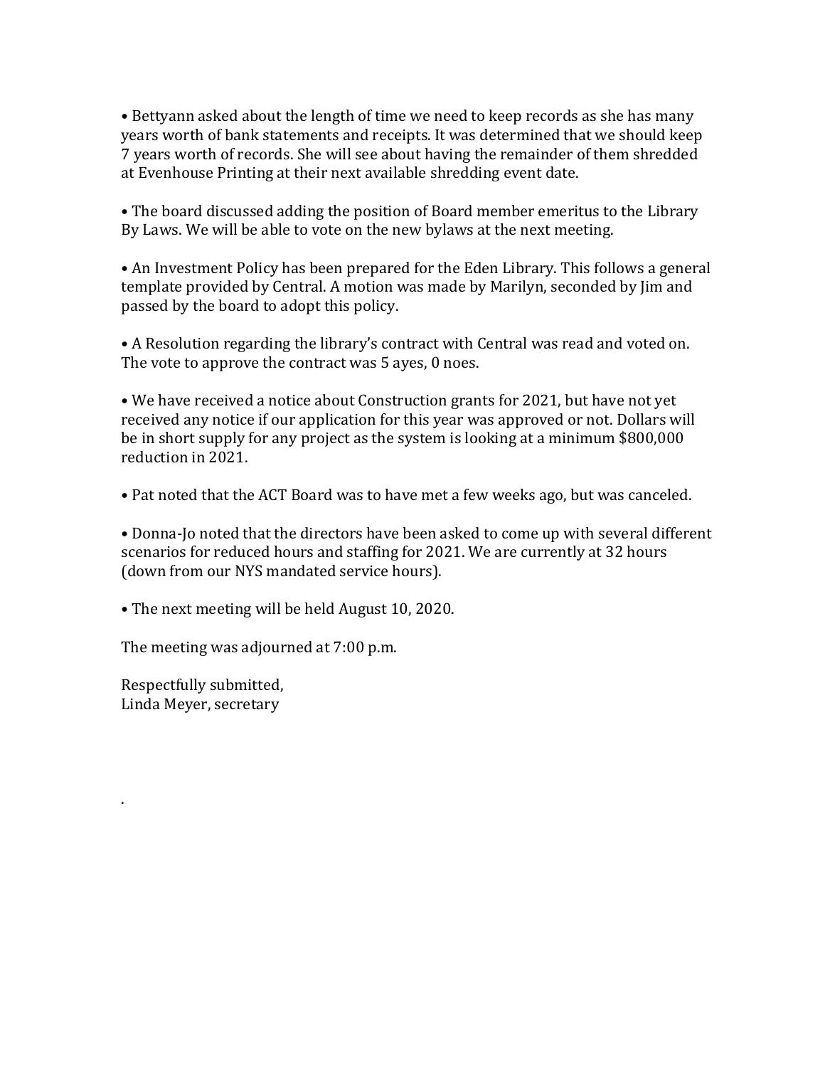- Bettyann asked about the length of time we need to keep records as she has many years worth of bank statements and receipts. It was determined that we should keep 7 years worth of records. She will see about having the remainder of them shredded at Evenhouse Printing at their next available shredding event date.

- The board discussed adding the position of Board member emeritus to the Library By Laws. We will be able to vote on the new bylaws at the next meeting.

- An Investment Policy has been prepared for the Eden Library. This follows a general template provided by Central. A motion was made by Marilyn, seconded by Jim and passed by the board to adopt this policy.

- A Resolution regarding the library's contract with Central was read and voted on. The vote to approve the contract was 5 ayes, 0 noes.

- We have received a notice about Construction grants for 2021, but have not yet received any notice if our application for this year was approved or not. Dollars will be in short supply for any project as the system is looking at a minimum $800,000 reduction in 2021.

- Pat noted that the ACT Board was to have met a few weeks ago, but was canceled.

- Donna-Jo noted that the directors have been asked to come up with several different scenarios for reduced hours and staffing for 2021. We are currently at 32 hours (down from our NYS mandated service hours).

- The next meeting will be held August 10, 2020.

The meeting was adjourned at 7:00 p.m.

Respectfully submitted,
Linda Meyer, secretary